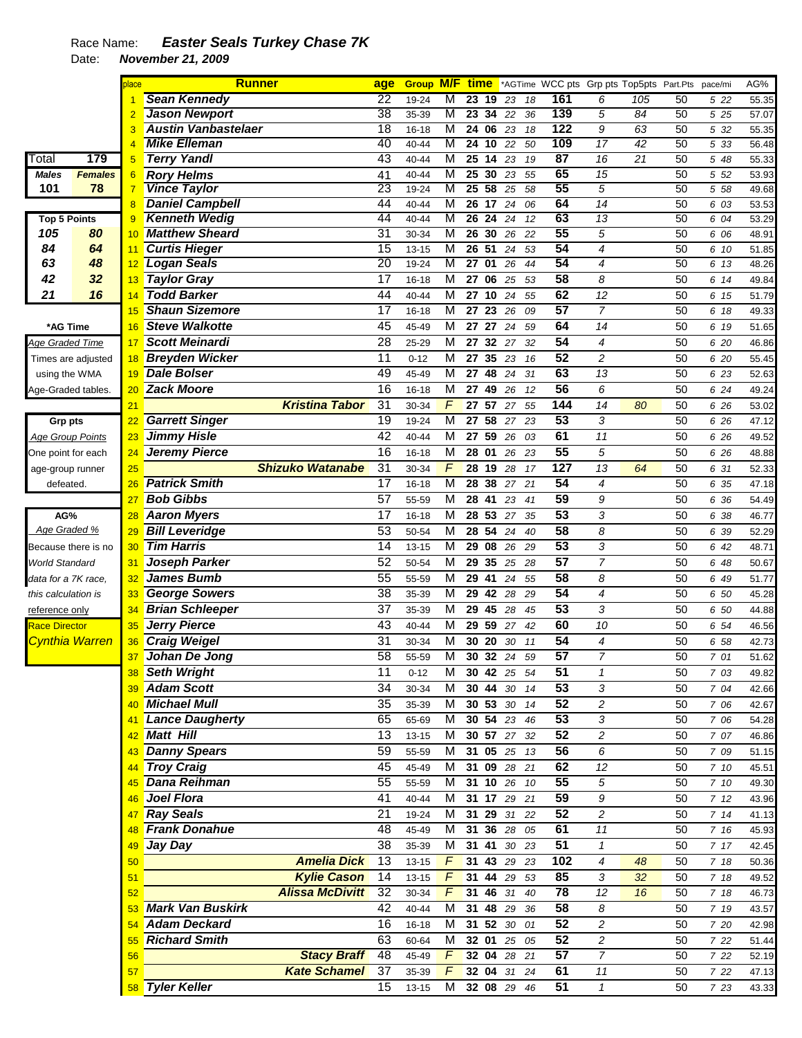Race Name: ***Easter Seals Turkey Chase 7K***

Date: ***November 21, 2009***

| Total | 179 |
|---|---|
| **Males** | **Females** |
| **101** | **78** |

| Top 5 Points | |
|---|---|
| 105 | 80 |
| 84 | 64 |
| 63 | 48 |
| 42 | 32 |
| 21 | 16 |

**\*AG Time**
Age Graded Time
Times are adjusted using the WMA Age-Graded tables.

**Grp pts**
Age Group Points
One point for each age-group runner defeated.

**AG%**
Age Graded %
Because there is no World Standard data for a 7K race, this calculation is reference only

Race Director
Cynthia Warren

| place | Runner | age | Group | M/F | time | *AGTime | WCC pts | Grp pts | Top5pts | Part.Pts | pace/mi | AG% |
|---|---|---|---|---|---|---|---|---|---|---|---|---|
| 1 | Sean Kennedy | 22 | 19-24 | M | 23 19 | 23 18 | 161 | 6 | 105 | 50 | 5 22 | 55.35 |
| 2 | Jason Newport | 38 | 35-39 | M | 23 34 | 22 36 | 139 | 5 | 84 | 50 | 5 25 | 57.07 |
| 3 | Austin Vanbastelaer | 18 | 16-18 | M | 24 06 | 23 18 | 122 | 9 | 63 | 50 | 5 32 | 55.35 |
| 4 | Mike Elleman | 40 | 40-44 | M | 24 10 | 22 50 | 109 | 17 | 42 | 50 | 5 33 | 56.48 |
| 5 | Terry Yandl | 43 | 40-44 | M | 25 14 | 23 19 | 87 | 16 | 21 | 50 | 5 48 | 55.33 |
| 6 | Rory Helms | 41 | 40-44 | M | 25 30 | 23 55 | 65 | 15 | | 50 | 5 52 | 53.93 |
| 7 | Vince Taylor | 23 | 19-24 | M | 25 58 | 25 58 | 55 | 5 | | 50 | 5 58 | 49.68 |
| 8 | Daniel Campbell | 44 | 40-44 | M | 26 17 | 24 06 | 64 | 14 | | 50 | 6 03 | 53.53 |
| 9 | Kenneth Wedig | 44 | 40-44 | M | 26 24 | 24 12 | 63 | 13 | | 50 | 6 04 | 53.29 |
| 10 | Matthew Sheard | 31 | 30-34 | M | 26 30 | 26 22 | 55 | 5 | | 50 | 6 06 | 48.91 |
| 11 | Curtis Hieger | 15 | 13-15 | M | 26 51 | 24 53 | 54 | 4 | | 50 | 6 10 | 51.85 |
| 12 | Logan Seals | 20 | 19-24 | M | 27 01 | 26 44 | 54 | 4 | | 50 | 6 13 | 48.26 |
| 13 | Taylor Gray | 17 | 16-18 | M | 27 06 | 25 53 | 58 | 8 | | 50 | 6 14 | 49.84 |
| 14 | Todd Barker | 44 | 40-44 | M | 27 10 | 24 55 | 62 | 12 | | 50 | 6 15 | 51.79 |
| 15 | Shaun Sizemore | 17 | 16-18 | M | 27 23 | 26 09 | 57 | 7 | | 50 | 6 18 | 49.33 |
| 16 | Steve Walkotte | 45 | 45-49 | M | 27 27 | 24 59 | 64 | 14 | | 50 | 6 19 | 51.65 |
| 17 | Scott Meinardi | 28 | 25-29 | M | 27 32 | 27 32 | 54 | 4 | | 50 | 6 20 | 46.86 |
| 18 | Breyden Wicker | 11 | 0-12 | M | 27 35 | 23 16 | 52 | 2 | | 50 | 6 20 | 55.45 |
| 19 | Dale Bolser | 49 | 45-49 | M | 27 48 | 24 31 | 63 | 13 | | 50 | 6 23 | 52.63 |
| 20 | Zack Moore | 16 | 16-18 | M | 27 49 | 26 12 | 56 | 6 | | 50 | 6 24 | 49.24 |
| 21 | Kristina Tabor | 31 | 30-34 | F | 27 57 | 27 55 | 144 | 14 | 80 | 50 | 6 26 | 53.02 |
| 22 | Garrett Singer | 19 | 19-24 | M | 27 58 | 27 23 | 53 | 3 | | 50 | 6 26 | 47.12 |
| 23 | Jimmy Hisle | 42 | 40-44 | M | 27 59 | 26 03 | 61 | 11 | | 50 | 6 26 | 49.52 |
| 24 | Jeremy Pierce | 16 | 16-18 | M | 28 01 | 26 23 | 55 | 5 | | 50 | 6 26 | 48.88 |
| 25 | Shizuko Watanabe | 31 | 30-34 | F | 28 19 | 28 17 | 127 | 13 | 64 | 50 | 6 31 | 52.33 |
| 26 | Patrick Smith | 17 | 16-18 | M | 28 38 | 27 21 | 54 | 4 | | 50 | 6 35 | 47.18 |
| 27 | Bob Gibbs | 57 | 55-59 | M | 28 41 | 23 41 | 59 | 9 | | 50 | 6 36 | 54.49 |
| 28 | Aaron Myers | 17 | 16-18 | M | 28 53 | 27 35 | 53 | 3 | | 50 | 6 38 | 46.77 |
| 29 | Bill Leveridge | 53 | 50-54 | M | 28 54 | 24 40 | 58 | 8 | | 50 | 6 39 | 52.29 |
| 30 | Tim Harris | 14 | 13-15 | M | 29 08 | 26 29 | 53 | 3 | | 50 | 6 42 | 48.71 |
| 31 | Joseph Parker | 52 | 50-54 | M | 29 35 | 25 28 | 57 | 7 | | 50 | 6 48 | 50.67 |
| 32 | James Bumb | 55 | 55-59 | M | 29 41 | 24 55 | 58 | 8 | | 50 | 6 49 | 51.77 |
| 33 | George Sowers | 38 | 35-39 | M | 29 42 | 28 29 | 54 | 4 | | 50 | 6 50 | 45.28 |
| 34 | Brian Schleeper | 37 | 35-39 | M | 29 45 | 28 45 | 53 | 3 | | 50 | 6 50 | 44.88 |
| 35 | Jerry Pierce | 43 | 40-44 | M | 29 59 | 27 42 | 60 | 10 | | 50 | 6 54 | 46.56 |
| 36 | Craig Weigel | 31 | 30-34 | M | 30 20 | 30 11 | 54 | 4 | | 50 | 6 58 | 42.73 |
| 37 | Johan De Jong | 58 | 55-59 | M | 30 32 | 24 59 | 57 | 7 | | 50 | 7 01 | 51.62 |
| 38 | Seth Wright | 11 | 0-12 | M | 30 42 | 25 54 | 51 | 1 | | 50 | 7 03 | 49.82 |
| 39 | Adam Scott | 34 | 30-34 | M | 30 44 | 30 14 | 53 | 3 | | 50 | 7 04 | 42.66 |
| 40 | Michael Mull | 35 | 35-39 | M | 30 53 | 30 14 | 52 | 2 | | 50 | 7 06 | 42.67 |
| 41 | Lance Daugherty | 65 | 65-69 | M | 30 54 | 23 46 | 53 | 3 | | 50 | 7 06 | 54.28 |
| 42 | Matt Hill | 13 | 13-15 | M | 30 57 | 27 32 | 52 | 2 | | 50 | 7 07 | 46.86 |
| 43 | Danny Spears | 59 | 55-59 | M | 31 05 | 25 13 | 56 | 6 | | 50 | 7 09 | 51.15 |
| 44 | Troy Craig | 45 | 45-49 | M | 31 09 | 28 21 | 62 | 12 | | 50 | 7 10 | 45.51 |
| 45 | Dana Reihman | 55 | 55-59 | M | 31 10 | 26 10 | 55 | 5 | | 50 | 7 10 | 49.30 |
| 46 | Joel Flora | 41 | 40-44 | M | 31 17 | 29 21 | 59 | 9 | | 50 | 7 12 | 43.96 |
| 47 | Ray Seals | 21 | 19-24 | M | 31 29 | 31 22 | 52 | 2 | | 50 | 7 14 | 41.13 |
| 48 | Frank Donahue | 48 | 45-49 | M | 31 36 | 28 05 | 61 | 11 | | 50 | 7 16 | 45.93 |
| 49 | Jay Day | 38 | 35-39 | M | 31 41 | 30 23 | 51 | 1 | | 50 | 7 17 | 42.45 |
| 50 | Amelia Dick | 13 | 13-15 | F | 31 43 | 29 23 | 102 | 4 | 48 | 50 | 7 18 | 50.36 |
| 51 | Kylie Cason | 14 | 13-15 | F | 31 44 | 29 53 | 85 | 3 | 32 | 50 | 7 18 | 49.52 |
| 52 | Alissa McDivitt | 32 | 30-34 | F | 31 46 | 31 40 | 78 | 12 | 16 | 50 | 7 18 | 46.73 |
| 53 | Mark Van Buskirk | 42 | 40-44 | M | 31 48 | 29 36 | 58 | 8 | | 50 | 7 19 | 43.57 |
| 54 | Adam Deckard | 16 | 16-18 | M | 31 52 | 30 01 | 52 | 2 | | 50 | 7 20 | 42.98 |
| 55 | Richard Smith | 63 | 60-64 | M | 32 01 | 25 05 | 52 | 2 | | 50 | 7 22 | 51.44 |
| 56 | Stacy Braff | 48 | 45-49 | F | 32 04 | 28 21 | 57 | 7 | | 50 | 7 22 | 52.19 |
| 57 | Kate Schamel | 37 | 35-39 | F | 32 04 | 31 24 | 61 | 11 | | 50 | 7 22 | 47.13 |
| 58 | Tyler Keller | 15 | 13-15 | M | 32 08 | 29 46 | 51 | 1 | | 50 | 7 23 | 43.33 |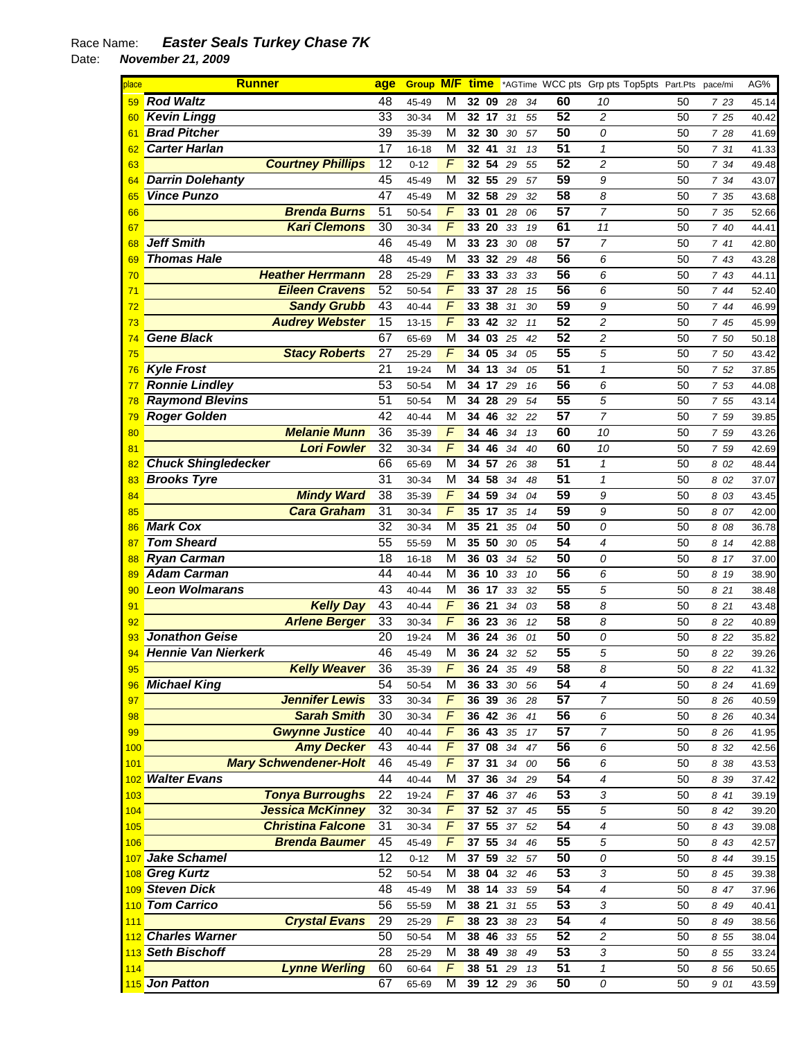Race Name: ***Easter Seals Turkey Chase 7K***

Date: ***November 21, 2009***

| place | Runner | age | Group | M/F | time | *AGTime | WCC pts | Grp pts | Top5pts | Part.Pts | pace/mi | AG% |
|---|---|---|---|---|---|---|---|---|---|---|---|---|
| 59 | Rod Waltz | 48 | 45-49 | M | 32 09 | 28 34 | 60 | 10 | | 50 | 7 23 | 45.14 |
| 60 | Kevin Lingg | 33 | 30-34 | M | 32 17 | 31 55 | 52 | 2 | | 50 | 7 25 | 40.42 |
| 61 | Brad Pitcher | 39 | 35-39 | M | 32 30 | 30 57 | 50 | 0 | | 50 | 7 28 | 41.69 |
| 62 | Carter Harlan | 17 | 16-18 | M | 32 41 | 31 13 | 51 | 1 | | 50 | 7 31 | 41.33 |
| 63 | Courtney Phillips | 12 | 0-12 | F | 32 54 | 29 55 | 52 | 2 | | 50 | 7 34 | 49.48 |
| 64 | Darrin Dolehanty | 45 | 45-49 | M | 32 55 | 29 57 | 59 | 9 | | 50 | 7 34 | 43.07 |
| 65 | Vince Punzo | 47 | 45-49 | M | 32 58 | 29 32 | 58 | 8 | | 50 | 7 35 | 43.68 |
| 66 | Brenda Burns | 51 | 50-54 | F | 33 01 | 28 06 | 57 | 7 | | 50 | 7 35 | 52.66 |
| 67 | Kari Clemons | 30 | 30-34 | F | 33 20 | 33 19 | 61 | 11 | | 50 | 7 40 | 44.41 |
| 68 | Jeff Smith | 46 | 45-49 | M | 33 23 | 30 08 | 57 | 7 | | 50 | 7 41 | 42.80 |
| 69 | Thomas Hale | 48 | 45-49 | M | 33 32 | 29 48 | 56 | 6 | | 50 | 7 43 | 43.28 |
| 70 | Heather Herrmann | 28 | 25-29 | F | 33 33 | 33 33 | 56 | 6 | | 50 | 7 43 | 44.11 |
| 71 | Eileen Cravens | 52 | 50-54 | F | 33 37 | 28 15 | 56 | 6 | | 50 | 7 44 | 52.40 |
| 72 | Sandy Grubb | 43 | 40-44 | F | 33 38 | 31 30 | 59 | 9 | | 50 | 7 44 | 46.99 |
| 73 | Audrey Webster | 15 | 13-15 | F | 33 42 | 32 11 | 52 | 2 | | 50 | 7 45 | 45.99 |
| 74 | Gene Black | 67 | 65-69 | M | 34 03 | 25 42 | 52 | 2 | | 50 | 7 50 | 50.18 |
| 75 | Stacy Roberts | 27 | 25-29 | F | 34 05 | 34 05 | 55 | 5 | | 50 | 7 50 | 43.42 |
| 76 | Kyle Frost | 21 | 19-24 | M | 34 13 | 34 05 | 51 | 1 | | 50 | 7 52 | 37.85 |
| 77 | Ronnie Lindley | 53 | 50-54 | M | 34 17 | 29 16 | 56 | 6 | | 50 | 7 53 | 44.08 |
| 78 | Raymond Blevins | 51 | 50-54 | M | 34 28 | 29 54 | 55 | 5 | | 50 | 7 55 | 43.14 |
| 79 | Roger Golden | 42 | 40-44 | M | 34 46 | 32 22 | 57 | 7 | | 50 | 7 59 | 39.85 |
| 80 | Melanie Munn | 36 | 35-39 | F | 34 46 | 34 13 | 60 | 10 | | 50 | 7 59 | 43.26 |
| 81 | Lori Fowler | 32 | 30-34 | F | 34 46 | 34 40 | 60 | 10 | | 50 | 7 59 | 42.69 |
| 82 | Chuck Shingledecker | 66 | 65-69 | M | 34 57 | 26 38 | 51 | 1 | | 50 | 8 02 | 48.44 |
| 83 | Brooks Tyre | 31 | 30-34 | M | 34 58 | 34 48 | 51 | 1 | | 50 | 8 02 | 37.07 |
| 84 | Mindy Ward | 38 | 35-39 | F | 34 59 | 34 04 | 59 | 9 | | 50 | 8 03 | 43.45 |
| 85 | Cara Graham | 31 | 30-34 | F | 35 17 | 35 14 | 59 | 9 | | 50 | 8 07 | 42.00 |
| 86 | Mark Cox | 32 | 30-34 | M | 35 21 | 35 04 | 50 | 0 | | 50 | 8 08 | 36.78 |
| 87 | Tom Sheard | 55 | 55-59 | M | 35 50 | 30 05 | 54 | 4 | | 50 | 8 14 | 42.88 |
| 88 | Ryan Carman | 18 | 16-18 | M | 36 03 | 34 52 | 50 | 0 | | 50 | 8 17 | 37.00 |
| 89 | Adam Carman | 44 | 40-44 | M | 36 10 | 33 10 | 56 | 6 | | 50 | 8 19 | 38.90 |
| 90 | Leon Wolmarans | 43 | 40-44 | M | 36 17 | 33 32 | 55 | 5 | | 50 | 8 21 | 38.48 |
| 91 | Kelly Day | 43 | 40-44 | F | 36 21 | 34 03 | 58 | 8 | | 50 | 8 21 | 43.48 |
| 92 | Arlene Berger | 33 | 30-34 | F | 36 23 | 36 12 | 58 | 8 | | 50 | 8 22 | 40.89 |
| 93 | Jonathon Geise | 20 | 19-24 | M | 36 24 | 36 01 | 50 | 0 | | 50 | 8 22 | 35.82 |
| 94 | Hennie Van Nierkerk | 46 | 45-49 | M | 36 24 | 32 52 | 55 | 5 | | 50 | 8 22 | 39.26 |
| 95 | Kelly Weaver | 36 | 35-39 | F | 36 24 | 35 49 | 58 | 8 | | 50 | 8 22 | 41.32 |
| 96 | Michael King | 54 | 50-54 | M | 36 33 | 30 56 | 54 | 4 | | 50 | 8 24 | 41.69 |
| 97 | Jennifer Lewis | 33 | 30-34 | F | 36 39 | 36 28 | 57 | 7 | | 50 | 8 26 | 40.59 |
| 98 | Sarah Smith | 30 | 30-34 | F | 36 42 | 36 41 | 56 | 6 | | 50 | 8 26 | 40.34 |
| 99 | Gwynne Justice | 40 | 40-44 | F | 36 43 | 35 17 | 57 | 7 | | 50 | 8 26 | 41.95 |
| 100 | Amy Decker | 43 | 40-44 | F | 37 08 | 34 47 | 56 | 6 | | 50 | 8 32 | 42.56 |
| 101 | Mary Schwendener-Holt | 46 | 45-49 | F | 37 31 | 34 00 | 56 | 6 | | 50 | 8 38 | 43.53 |
| 102 | Walter Evans | 44 | 40-44 | M | 37 36 | 34 29 | 54 | 4 | | 50 | 8 39 | 37.42 |
| 103 | Tonya Burroughs | 22 | 19-24 | F | 37 46 | 37 46 | 53 | 3 | | 50 | 8 41 | 39.19 |
| 104 | Jessica McKinney | 32 | 30-34 | F | 37 52 | 37 45 | 55 | 5 | | 50 | 8 42 | 39.20 |
| 105 | Christina Falcone | 31 | 30-34 | F | 37 55 | 37 52 | 54 | 4 | | 50 | 8 43 | 39.08 |
| 106 | Brenda Baumer | 45 | 45-49 | F | 37 55 | 34 46 | 55 | 5 | | 50 | 8 43 | 42.57 |
| 107 | Jake Schamel | 12 | 0-12 | M | 37 59 | 32 57 | 50 | 0 | | 50 | 8 44 | 39.15 |
| 108 | Greg Kurtz | 52 | 50-54 | M | 38 04 | 32 46 | 53 | 3 | | 50 | 8 45 | 39.38 |
| 109 | Steven Dick | 48 | 45-49 | M | 38 14 | 33 59 | 54 | 4 | | 50 | 8 47 | 37.96 |
| 110 | Tom Carrico | 56 | 55-59 | M | 38 21 | 31 55 | 53 | 3 | | 50 | 8 49 | 40.41 |
| 111 | Crystal Evans | 29 | 25-29 | F | 38 23 | 38 23 | 54 | 4 | | 50 | 8 49 | 38.56 |
| 112 | Charles Warner | 50 | 50-54 | M | 38 46 | 33 55 | 52 | 2 | | 50 | 8 55 | 38.04 |
| 113 | Seth Bischoff | 28 | 25-29 | M | 38 49 | 38 49 | 53 | 3 | | 50 | 8 55 | 33.24 |
| 114 | Lynne Werling | 60 | 60-64 | F | 38 51 | 29 13 | 51 | 1 | | 50 | 8 56 | 50.65 |
| 115 | Jon Patton | 67 | 65-69 | M | 39 12 | 29 36 | 50 | 0 | | 50 | 9 01 | 43.59 |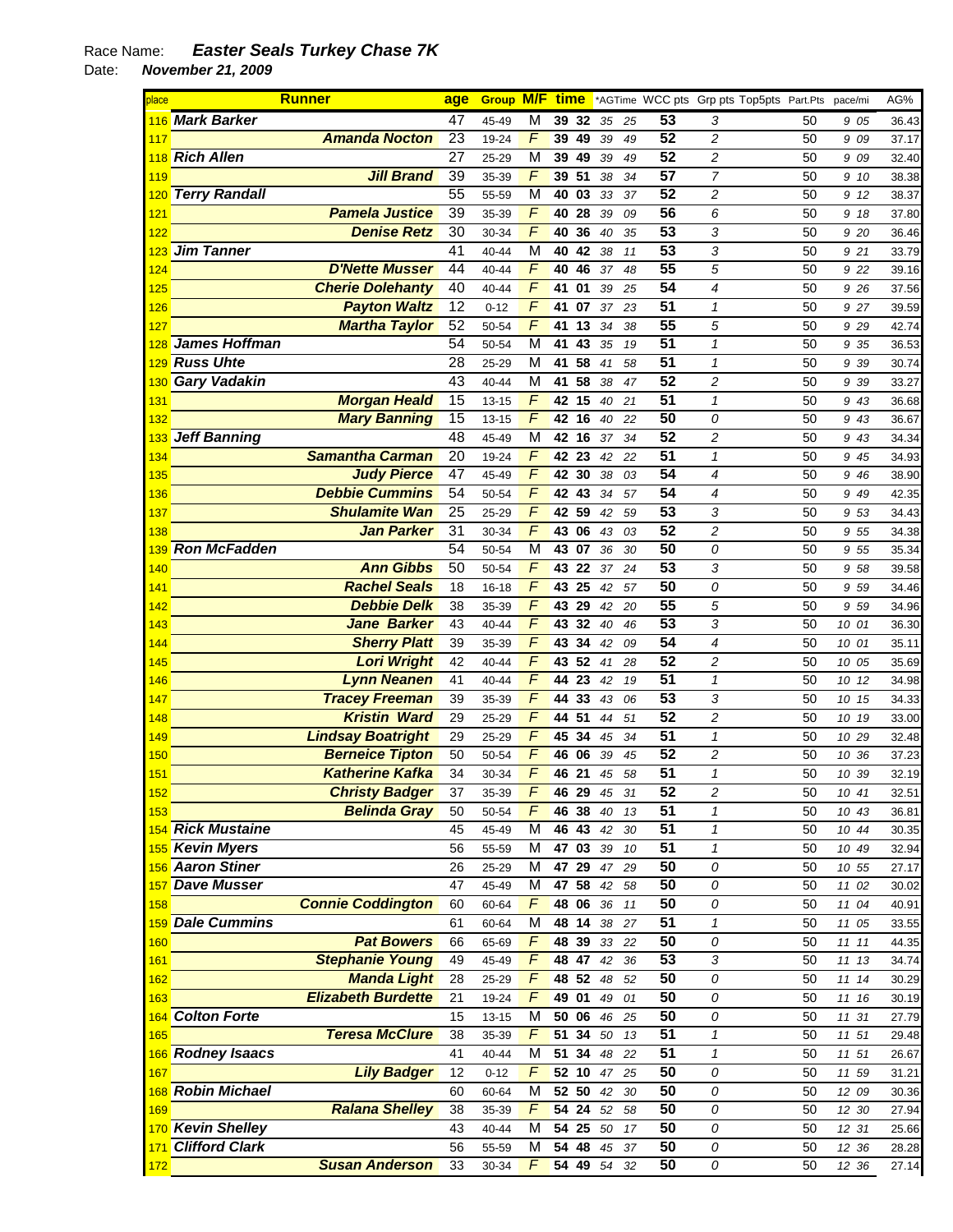Race Name: ***Easter Seals Turkey Chase 7K***

Date: ***November 21, 2009***

| place | Runner | age | Group | M/F | time | *AGTime | WCC pts | Grp pts | Top5pts | Part.Pts | pace/mi | AG% |
|---|---|---|---|---|---|---|---|---|---|---|---|---|
| 116 | **Mark Barker** | 47 | 45-49 | M | 39 32 | 35 25 | 53 | 3 | | 50 | 9 05 | 36.43 |
| 117 | **Amanda Nocton** | 23 | 19-24 | F | 39 49 | 39 49 | 52 | 2 | | 50 | 9 09 | 37.17 |
| 118 | **Rich Allen** | 27 | 25-29 | M | 39 49 | 39 49 | 52 | 2 | | 50 | 9 09 | 32.40 |
| 119 | **Jill Brand** | 39 | 35-39 | F | 39 51 | 38 34 | 57 | 7 | | 50 | 9 10 | 38.38 |
| 120 | **Terry Randall** | 55 | 55-59 | M | 40 03 | 33 37 | 52 | 2 | | 50 | 9 12 | 38.37 |
| 121 | **Pamela Justice** | 39 | 35-39 | F | 40 28 | 39 09 | 56 | 6 | | 50 | 9 18 | 37.80 |
| 122 | **Denise Retz** | 30 | 30-34 | F | 40 36 | 40 35 | 53 | 3 | | 50 | 9 20 | 36.46 |
| 123 | **Jim Tanner** | 41 | 40-44 | M | 40 42 | 38 11 | 53 | 3 | | 50 | 9 21 | 33.79 |
| 124 | **D'Nette Musser** | 44 | 40-44 | F | 40 46 | 37 48 | 55 | 5 | | 50 | 9 22 | 39.16 |
| 125 | **Cherie Dolehanty** | 40 | 40-44 | F | 41 01 | 39 25 | 54 | 4 | | 50 | 9 26 | 37.56 |
| 126 | **Payton Waltz** | 12 | 0-12 | F | 41 07 | 37 23 | 51 | 1 | | 50 | 9 27 | 39.59 |
| 127 | **Martha Taylor** | 52 | 50-54 | F | 41 13 | 34 38 | 55 | 5 | | 50 | 9 29 | 42.74 |
| 128 | **James Hoffman** | 54 | 50-54 | M | 41 43 | 35 19 | 51 | 1 | | 50 | 9 35 | 36.53 |
| 129 | **Russ Uhte** | 28 | 25-29 | M | 41 58 | 41 58 | 51 | 1 | | 50 | 9 39 | 30.74 |
| 130 | **Gary Vadakin** | 43 | 40-44 | M | 41 58 | 38 47 | 52 | 2 | | 50 | 9 39 | 33.27 |
| 131 | **Morgan Heald** | 15 | 13-15 | F | 42 15 | 40 21 | 51 | 1 | | 50 | 9 43 | 36.68 |
| 132 | **Mary Banning** | 15 | 13-15 | F | 42 16 | 40 22 | 50 | 0 | | 50 | 9 43 | 36.67 |
| 133 | **Jeff Banning** | 48 | 45-49 | M | 42 16 | 37 34 | 52 | 2 | | 50 | 9 43 | 34.34 |
| 134 | **Samantha Carman** | 20 | 19-24 | F | 42 23 | 42 22 | 51 | 1 | | 50 | 9 45 | 34.93 |
| 135 | **Judy Pierce** | 47 | 45-49 | F | 42 30 | 38 03 | 54 | 4 | | 50 | 9 46 | 38.90 |
| 136 | **Debbie Cummins** | 54 | 50-54 | F | 42 43 | 34 57 | 54 | 4 | | 50 | 9 49 | 42.35 |
| 137 | **Shulamite Wan** | 25 | 25-29 | F | 42 59 | 42 59 | 53 | 3 | | 50 | 9 53 | 34.43 |
| 138 | **Jan Parker** | 31 | 30-34 | F | 43 06 | 43 03 | 52 | 2 | | 50 | 9 55 | 34.38 |
| 139 | **Ron McFadden** | 54 | 50-54 | M | 43 07 | 36 30 | 50 | 0 | | 50 | 9 55 | 35.34 |
| 140 | **Ann Gibbs** | 50 | 50-54 | F | 43 22 | 37 24 | 53 | 3 | | 50 | 9 58 | 39.58 |
| 141 | **Rachel Seals** | 18 | 16-18 | F | 43 25 | 42 57 | 50 | 0 | | 50 | 9 59 | 34.46 |
| 142 | **Debbie Delk** | 38 | 35-39 | F | 43 29 | 42 20 | 55 | 5 | | 50 | 9 59 | 34.96 |
| 143 | **Jane Barker** | 43 | 40-44 | F | 43 32 | 40 46 | 53 | 3 | | 50 | 10 01 | 36.30 |
| 144 | **Sherry Platt** | 39 | 35-39 | F | 43 34 | 42 09 | 54 | 4 | | 50 | 10 01 | 35.11 |
| 145 | **Lori Wright** | 42 | 40-44 | F | 43 52 | 41 28 | 52 | 2 | | 50 | 10 05 | 35.69 |
| 146 | **Lynn Neanen** | 41 | 40-44 | F | 44 23 | 42 19 | 51 | 1 | | 50 | 10 12 | 34.98 |
| 147 | **Tracey Freeman** | 39 | 35-39 | F | 44 33 | 43 06 | 53 | 3 | | 50 | 10 15 | 34.33 |
| 148 | **Kristin Ward** | 29 | 25-29 | F | 44 51 | 44 51 | 52 | 2 | | 50 | 10 19 | 33.00 |
| 149 | **Lindsay Boatright** | 29 | 25-29 | F | 45 34 | 45 34 | 51 | 1 | | 50 | 10 29 | 32.48 |
| 150 | **Berneice Tipton** | 50 | 50-54 | F | 46 06 | 39 45 | 52 | 2 | | 50 | 10 36 | 37.23 |
| 151 | **Katherine Kafka** | 34 | 30-34 | F | 46 21 | 45 58 | 51 | 1 | | 50 | 10 39 | 32.19 |
| 152 | **Christy Badger** | 37 | 35-39 | F | 46 29 | 45 31 | 52 | 2 | | 50 | 10 41 | 32.51 |
| 153 | **Belinda Gray** | 50 | 50-54 | F | 46 38 | 40 13 | 51 | 1 | | 50 | 10 43 | 36.81 |
| 154 | **Rick Mustaine** | 45 | 45-49 | M | 46 43 | 42 30 | 51 | 1 | | 50 | 10 44 | 30.35 |
| 155 | **Kevin Myers** | 56 | 55-59 | M | 47 03 | 39 10 | 51 | 1 | | 50 | 10 49 | 32.94 |
| 156 | **Aaron Stiner** | 26 | 25-29 | M | 47 29 | 47 29 | 50 | 0 | | 50 | 10 55 | 27.17 |
| 157 | **Dave Musser** | 47 | 45-49 | M | 47 58 | 42 58 | 50 | 0 | | 50 | 11 02 | 30.02 |
| 158 | **Connie Coddington** | 60 | 60-64 | F | 48 06 | 36 11 | 50 | 0 | | 50 | 11 04 | 40.91 |
| 159 | **Dale Cummins** | 61 | 60-64 | M | 48 14 | 38 27 | 51 | 1 | | 50 | 11 05 | 33.55 |
| 160 | **Pat Bowers** | 66 | 65-69 | F | 48 39 | 33 22 | 50 | 0 | | 50 | 11 11 | 44.35 |
| 161 | **Stephanie Young** | 49 | 45-49 | F | 48 47 | 42 36 | 53 | 3 | | 50 | 11 13 | 34.74 |
| 162 | **Manda Light** | 28 | 25-29 | F | 48 52 | 48 52 | 50 | 0 | | 50 | 11 14 | 30.29 |
| 163 | **Elizabeth Burdette** | 21 | 19-24 | F | 49 01 | 49 01 | 50 | 0 | | 50 | 11 16 | 30.19 |
| 164 | **Colton Forte** | 15 | 13-15 | M | 50 06 | 46 25 | 50 | 0 | | 50 | 11 31 | 27.79 |
| 165 | **Teresa McClure** | 38 | 35-39 | F | 51 34 | 50 13 | 51 | 1 | | 50 | 11 51 | 29.48 |
| 166 | **Rodney Isaacs** | 41 | 40-44 | M | 51 34 | 48 22 | 51 | 1 | | 50 | 11 51 | 26.67 |
| 167 | **Lily Badger** | 12 | 0-12 | F | 52 10 | 47 25 | 50 | 0 | | 50 | 11 59 | 31.21 |
| 168 | **Robin Michael** | 60 | 60-64 | M | 52 50 | 42 30 | 50 | 0 | | 50 | 12 09 | 30.36 |
| 169 | **Ralana Shelley** | 38 | 35-39 | F | 54 24 | 52 58 | 50 | 0 | | 50 | 12 30 | 27.94 |
| 170 | **Kevin Shelley** | 43 | 40-44 | M | 54 25 | 50 17 | 50 | 0 | | 50 | 12 31 | 25.66 |
| 171 | **Clifford Clark** | 56 | 55-59 | M | 54 48 | 45 37 | 50 | 0 | | 50 | 12 36 | 28.28 |
| 172 | **Susan Anderson** | 33 | 30-34 | F | 54 49 | 54 32 | 50 | 0 | | 50 | 12 36 | 27.14 |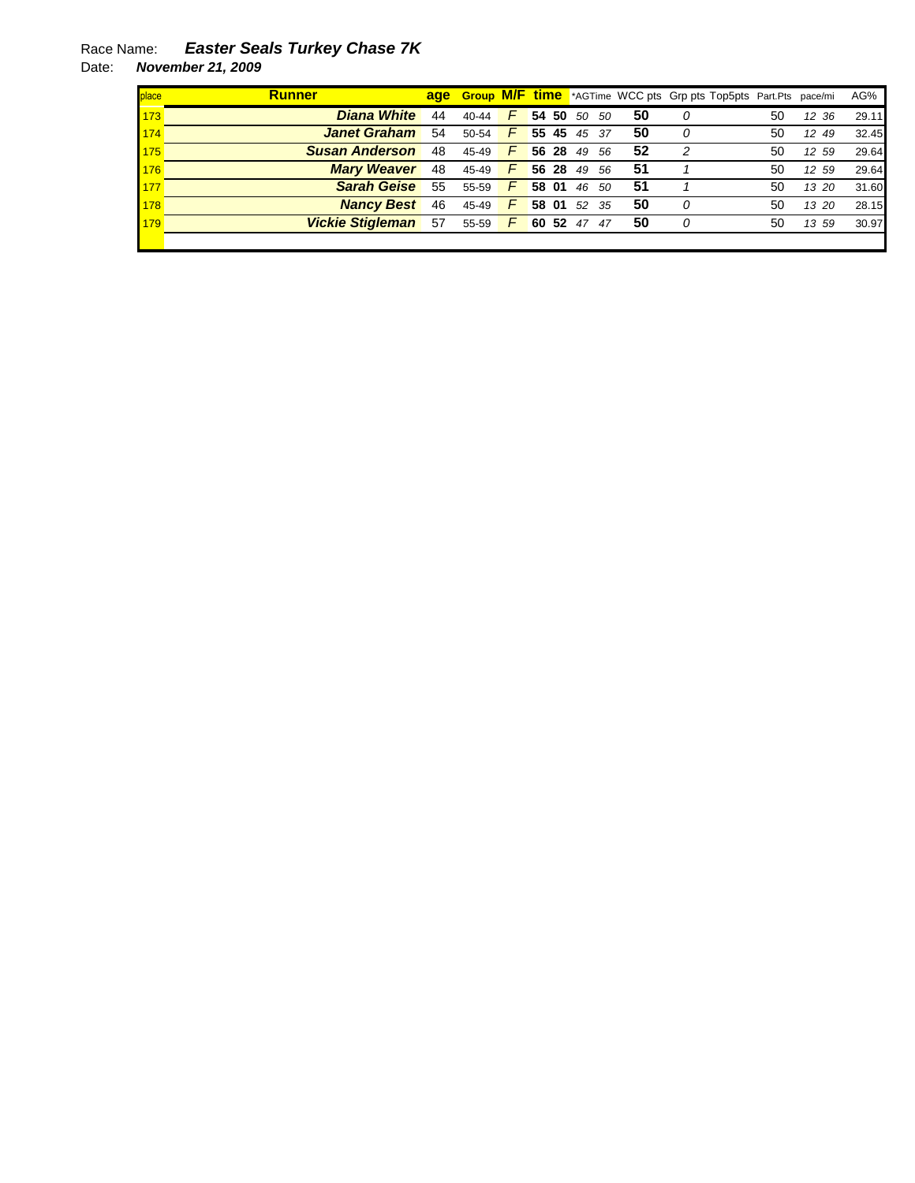Race Name: ***Easter Seals Turkey Chase 7K***

Date: ***November 21, 2009***

| place | Runner | age | Group | M/F | time | *AGTime | WCC pts | Grp pts | Top5pts | Part.Pts | pace/mi | AG% |
|---|---|---|---|---|---|---|---|---|---|---|---|---|
| 173 | ***Diana White*** | 44 | 40-44 | *F* | **54 50** | *50 50* | **50** | *0* | | 50 | *12 36* | 29.11 |
| 174 | ***Janet Graham*** | 54 | 50-54 | *F* | **55 45** | *45 37* | **50** | *0* | | 50 | *12 49* | 32.45 |
| 175 | ***Susan Anderson*** | 48 | 45-49 | *F* | **56 28** | *49 56* | **52** | *2* | | 50 | *12 59* | 29.64 |
| 176 | ***Mary Weaver*** | 48 | 45-49 | *F* | **56 28** | *49 56* | **51** | *1* | | 50 | *12 59* | 29.64 |
| 177 | ***Sarah Geise*** | 55 | 55-59 | *F* | **58 01** | *46 50* | **51** | *1* | | 50 | *13 20* | 31.60 |
| 178 | ***Nancy Best*** | 46 | 45-49 | *F* | **58 01** | *52 35* | **50** | *0* | | 50 | *13 20* | 28.15 |
| 179 | ***Vickie Stigleman*** | 57 | 55-59 | *F* | **60 52** | *47 47* | **50** | *0* | | 50 | *13 59* | 30.97 |